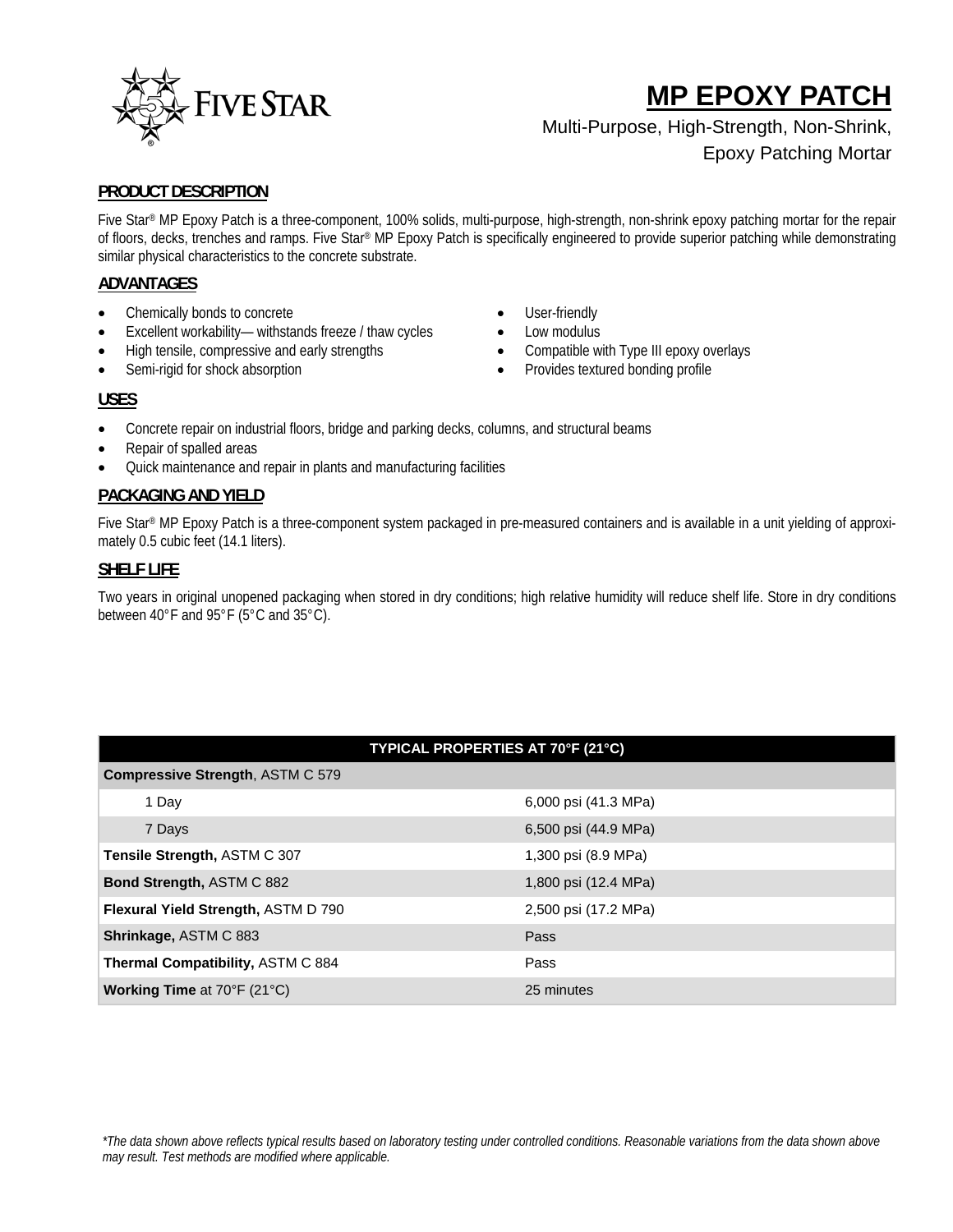# MP EPOXY PATCH

Multi-Purpose, High-Strength, Non-Shrink, Epoxy Patching Mortar

## PRODUCT DESCRIPTION

Five Star® MP Epoxy Patch is a three-component, 100% solids, multi-purpose, high-strength, non-shrink epoxy patching mortar for the repair of floors, decks, trenches and ramps. Five Star® MP Epoxy Patch is specifically engineered to provide superior patching while demonstrating similar physical characteristics to the concrete substrate.

## ADVANTAGES

- Chemically bonds to concrete
- Excellent workability— withstands freeze / thaw cycles
- High tensile, compressive and early strengths
- Semi-rigid for shock absorption
- User-friendly
- Low modulus
- Compatible with Type III epoxy overlays
- Provides textured bonding profile

## USES

- Concrete repair on industrial floors, bridge and parking decks, columns, and structural beams
- Repair of spalled areas
- Quick maintenance and repair in plants and manufacturing facilities

## PACKAGING AND YIELD

Five Star® MP Epoxy Patch is a three-component system packaged in pre-measured containers and is available in a unit yielding of approximately 0.5 cubic feet (14.1 liters).

## SHELF LIFE

Two years in original unopened packaging when stored in dry conditions; high relative humidity will reduce shelf life. Store in dry conditions between 40°F and 95°F (5°C and 35°C).

| TYPICAL PROPERTIES AT 70°F (21°C) | |
|---|---|
| **Compressive Strength**, ASTM C 579 | |
| 1 Day | 6,000 psi (41.3 MPa) |
| 7 Days | 6,500 psi (44.9 MPa) |
| **Tensile Strength,** ASTM C 307 | 1,300 psi (8.9 MPa) |
| **Bond Strength,** ASTM C 882 | 1,800 psi (12.4 MPa) |
| **Flexural Yield Strength,** ASTM D 790 | 2,500 psi (17.2 MPa) |
| **Shrinkage,** ASTM C 883 | Pass |
| **Thermal Compatibility,** ASTM C 884 | Pass |
| **Working Time** at 70°F (21°C) | 25 minutes |

*\*The data shown above reflects typical results based on laboratory testing under controlled conditions. Reasonable variations from the data shown above may result. Test methods are modified where applicable.*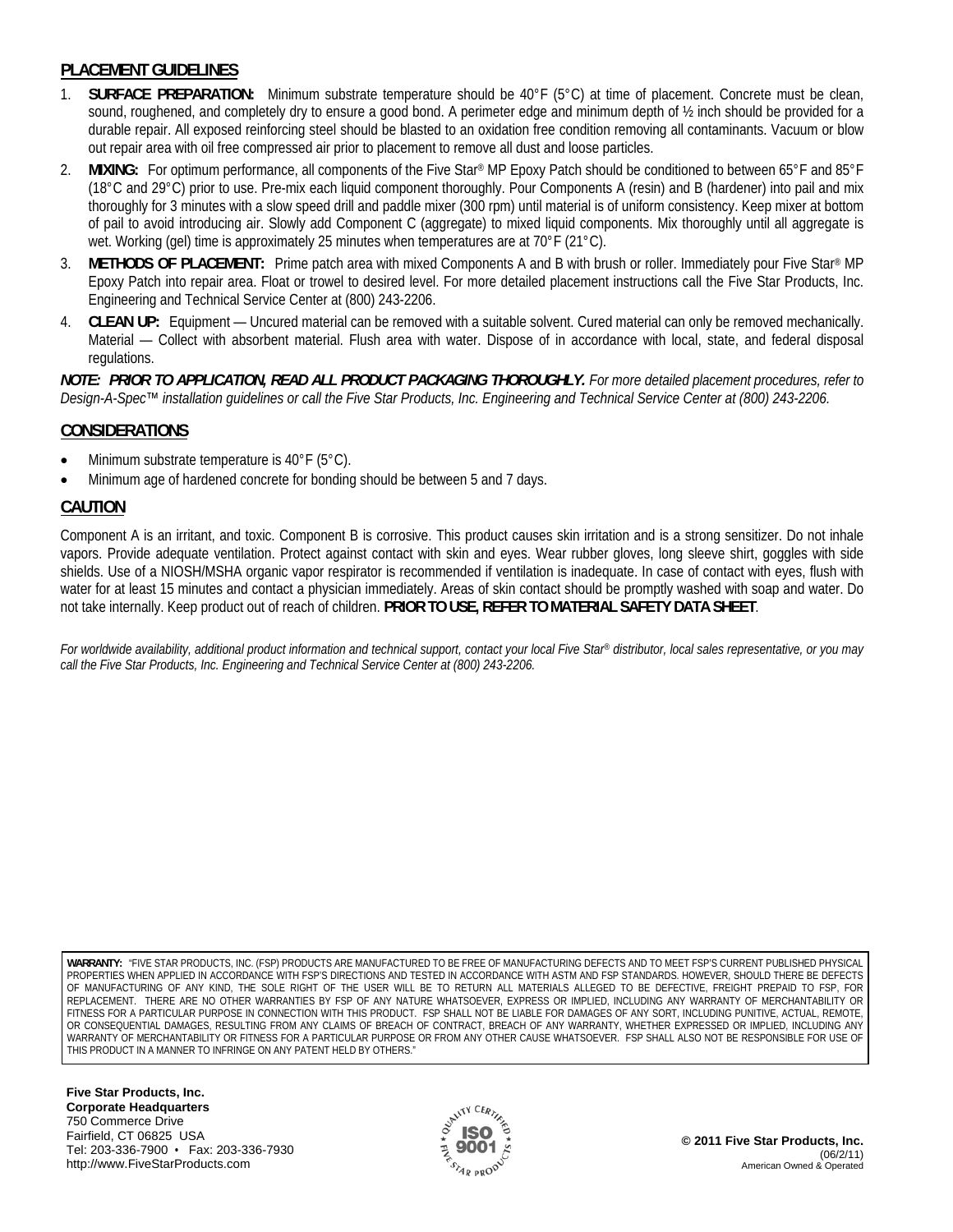## PLACEMENT GUIDELINES

1. **SURFACE PREPARATION:** Minimum substrate temperature should be 40°F (5°C) at time of placement. Concrete must be clean, sound, roughened, and completely dry to ensure a good bond. A perimeter edge and minimum depth of ½ inch should be provided for a durable repair. All exposed reinforcing steel should be blasted to an oxidation free condition removing all contaminants. Vacuum or blow out repair area with oil free compressed air prior to placement to remove all dust and loose particles.
2. **MIXING:** For optimum performance, all components of the Five Star® MP Epoxy Patch should be conditioned to between 65°F and 85°F (18°C and 29°C) prior to use. Pre-mix each liquid component thoroughly. Pour Components A (resin) and B (hardener) into pail and mix thoroughly for 3 minutes with a slow speed drill and paddle mixer (300 rpm) until material is of uniform consistency. Keep mixer at bottom of pail to avoid introducing air. Slowly add Component C (aggregate) to mixed liquid components. Mix thoroughly until all aggregate is wet. Working (gel) time is approximately 25 minutes when temperatures are at 70°F (21°C).
3. **METHODS OF PLACEMENT:** Prime patch area with mixed Components A and B with brush or roller. Immediately pour Five Star® MP Epoxy Patch into repair area. Float or trowel to desired level. For more detailed placement instructions call the Five Star Products, Inc. Engineering and Technical Service Center at (800) 243-2206.
4. **CLEAN UP:** Equipment — Uncured material can be removed with a suitable solvent. Cured material can only be removed mechanically. Material — Collect with absorbent material. Flush area with water. Dispose of in accordance with local, state, and federal disposal regulations.

***NOTE: PRIOR TO APPLICATION, READ ALL PRODUCT PACKAGING THOROUGHLY.*** *For more detailed placement procedures, refer to Design-A-Spec™ installation guidelines or call the Five Star Products, Inc. Engineering and Technical Service Center at (800) 243-2206.*

## CONSIDERATIONS

- Minimum substrate temperature is 40°F (5°C).
- Minimum age of hardened concrete for bonding should be between 5 and 7 days.

## CAUTION

Component A is an irritant, and toxic. Component B is corrosive. This product causes skin irritation and is a strong sensitizer. Do not inhale vapors. Provide adequate ventilation. Protect against contact with skin and eyes. Wear rubber gloves, long sleeve shirt, goggles with side shields. Use of a NIOSH/MSHA organic vapor respirator is recommended if ventilation is inadequate. In case of contact with eyes, flush with water for at least 15 minutes and contact a physician immediately. Areas of skin contact should be promptly washed with soap and water. Do not take internally. Keep product out of reach of children. **PRIOR TO USE, REFER TO MATERIAL SAFETY DATA SHEET**.

*For worldwide availability, additional product information and technical support, contact your local Five Star® distributor, local sales representative, or you may call the Five Star Products, Inc. Engineering and Technical Service Center at (800) 243-2206.*

**WARRANTY:** "FIVE STAR PRODUCTS, INC. (FSP) PRODUCTS ARE MANUFACTURED TO BE FREE OF MANUFACTURING DEFECTS AND TO MEET FSP'S CURRENT PUBLISHED PHYSICAL PROPERTIES WHEN APPLIED IN ACCORDANCE WITH FSP'S DIRECTIONS AND TESTED IN ACCORDANCE WITH ASTM AND FSP STANDARDS. HOWEVER, SHOULD THERE BE DEFECTS OF MANUFACTURING OF ANY KIND, THE SOLE RIGHT OF THE USER WILL BE TO RETURN ALL MATERIALS ALLEGED TO BE DEFECTIVE, FREIGHT PREPAID TO FSP, FOR REPLACEMENT. THERE ARE NO OTHER WARRANTIES BY FSP OF ANY NATURE WHATSOEVER, EXPRESS OR IMPLIED, INCLUDING ANY WARRANTY OF MERCHANTABILITY OR FITNESS FOR A PARTICULAR PURPOSE IN CONNECTION WITH THIS PRODUCT. FSP SHALL NOT BE LIABLE FOR DAMAGES OF ANY SORT, INCLUDING PUNITIVE, ACTUAL, REMOTE, OR CONSEQUENTIAL DAMAGES, RESULTING FROM ANY CLAIMS OF BREACH OF CONTRACT, BREACH OF ANY WARRANTY, WHETHER EXPRESSED OR IMPLIED, INCLUDING ANY WARRANTY OF MERCHANTABILITY OR FITNESS FOR A PARTICULAR PURPOSE OR FROM ANY OTHER CAUSE WHATSOEVER. FSP SHALL ALSO NOT BE RESPONSIBLE FOR USE OF THIS PRODUCT IN A MANNER TO INFRINGE ON ANY PATENT HELD BY OTHERS."

**Five Star Products, Inc.**
**Corporate Headquarters**
750 Commerce Drive
Fairfield, CT 06825 USA
Tel: 203-336-7900 • Fax: 203-336-7930
http://www.FiveStarProducts.com

QUALITY CERTIFIED ISO 9001 FIVE STAR PRODUCTS

**© 2011 Five Star Products, Inc.**
(06/2/11)
American Owned & Operated